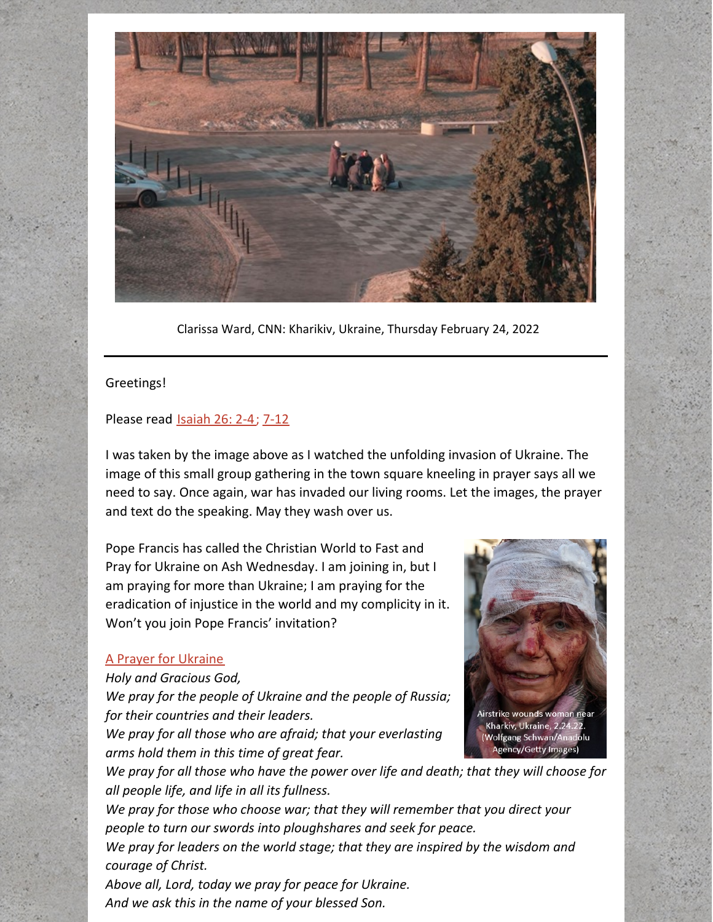Clarissa Ward, CNN: Kharikiv, Ukraine, Thursday February 24, 2022

---

Greetings!

Please read Isaiah 26: 2-4; 7-12

I was taken by the image above as I watched the unfolding invasion of Ukraine. The image of this small group gathering in the town square kneeling in prayer says all we need to say. Once again, war has invaded our living rooms. Let the images, the prayer and text do the speaking. May they wash over us.

Pope Francis has called the Christian World to Fast and Pray for Ukraine on Ash Wednesday. I am joining in, but I am praying for more than Ukraine; I am praying for the eradication of injustice in the world and my complicity in it. Won't you join Pope Francis' invitation?

Airstrike wounds woman near Kharkiv, Ukraine, 2.24.22. (Wolfgang Schwan/Anadolu Agency/Getty Images)

A Prayer for Ukraine

*Holy and Gracious God,*
*We pray for the people of Ukraine and the people of Russia; for their countries and their leaders.*
*We pray for all those who are afraid; that your everlasting arms hold them in this time of great fear.*
*We pray for all those who have the power over life and death; that they will choose for all people life, and life in all its fullness.*
*We pray for those who choose war; that they will remember that you direct your people to turn our swords into ploughshares and seek for peace.*
*We pray for leaders on the world stage; that they are inspired by the wisdom and courage of Christ.*
*Above all, Lord, today we pray for peace for Ukraine.*
*And we ask this in the name of your blessed Son.*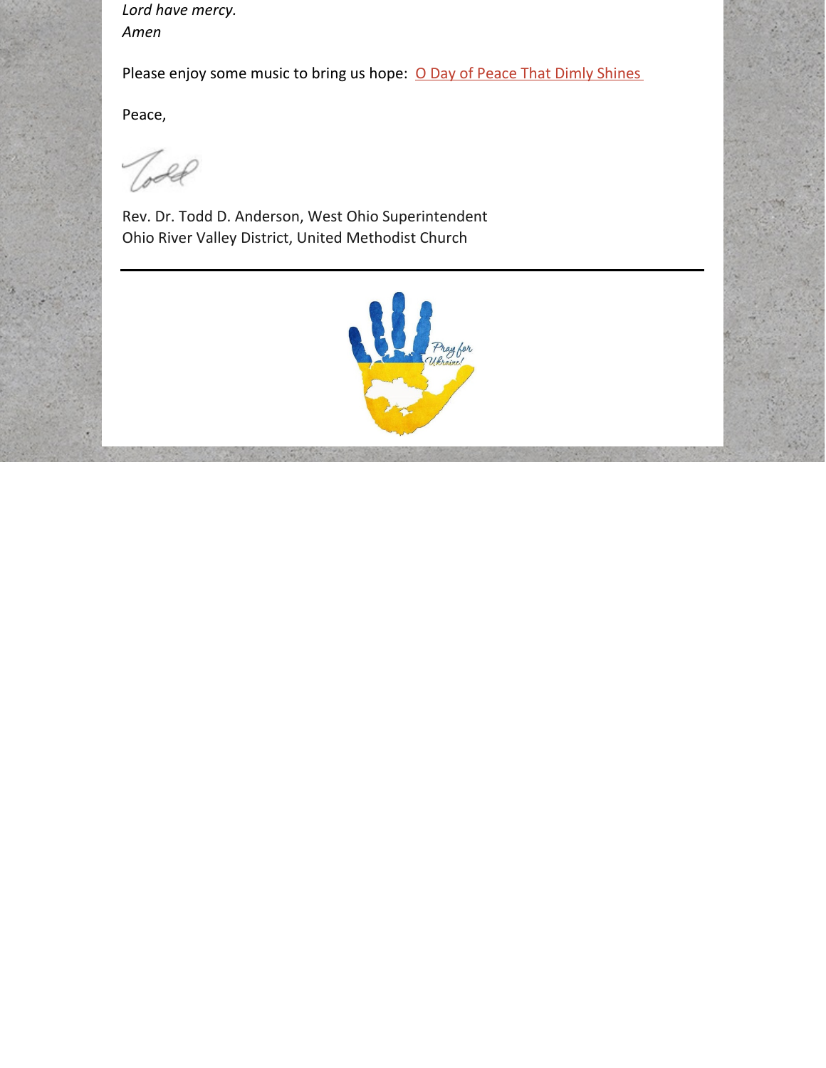*Lord have mercy.*
*Amen*

Please enjoy some music to bring us hope: O Day of Peace That Dimly Shines

Peace,

Todd

Rev. Dr. Todd D. Anderson, West Ohio Superintendent
Ohio River Valley District, United Methodist Church

---